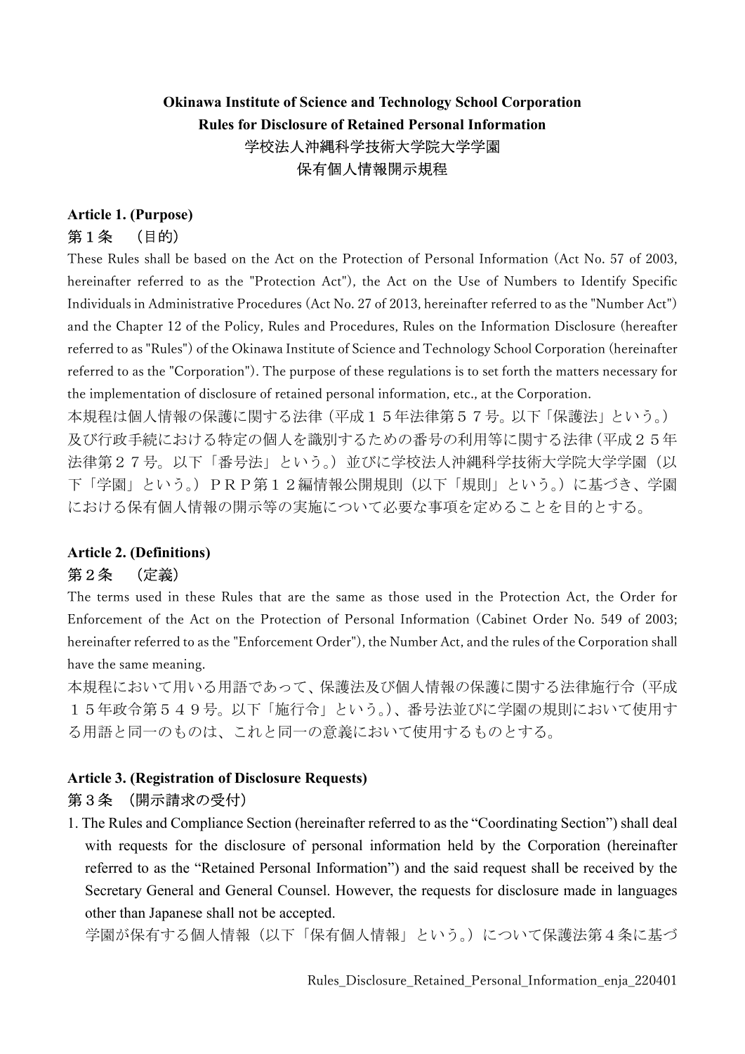**Okinawa Institute of Science and Technology School Corporation**
**Rules for Disclosure of Retained Personal Information**
学校法人沖縄科学技術大学院大学学園
保有個人情報開示規程

**Article 1. (Purpose)**
第１条　（目的）

These Rules shall be based on the Act on the Protection of Personal Information (Act No. 57 of 2003, hereinafter referred to as the "Protection Act"), the Act on the Use of Numbers to Identify Specific Individuals in Administrative Procedures (Act No. 27 of 2013, hereinafter referred to as the "Number Act") and the Chapter 12 of the Policy, Rules and Procedures, Rules on the Information Disclosure (hereafter referred to as "Rules") of the Okinawa Institute of Science and Technology School Corporation (hereinafter referred to as the "Corporation"). The purpose of these regulations is to set forth the matters necessary for the implementation of disclosure of retained personal information, etc., at the Corporation.

本規程は個人情報の保護に関する法律（平成１５年法律第５７号。以下「保護法」という。）及び行政手続における特定の個人を識別するための番号の利用等に関する法律（平成２５年法律第２７号。以下「番号法」という。）並びに学校法人沖縄科学技術大学院大学学園（以下「学園」という。）ＰＲＰ第１２編情報公開規則（以下「規則」という。）に基づき、学園における保有個人情報の開示等の実施について必要な事項を定めることを目的とする。

**Article 2. (Definitions)**
第２条　（定義）

The terms used in these Rules that are the same as those used in the Protection Act, the Order for Enforcement of the Act on the Protection of Personal Information (Cabinet Order No. 549 of 2003; hereinafter referred to as the "Enforcement Order"), the Number Act, and the rules of the Corporation shall have the same meaning.

本規程において用いる用語であって、保護法及び個人情報の保護に関する法律施行令（平成１５年政令第５４９号。以下「施行令」という。）、番号法並びに学園の規則において使用する用語と同一のものは、これと同一の意義において使用するものとする。

**Article 3. (Registration of Disclosure Requests)**
第３条　（開示請求の受付）

1. The Rules and Compliance Section (hereinafter referred to as the "Coordinating Section") shall deal with requests for the disclosure of personal information held by the Corporation (hereinafter referred to as the "Retained Personal Information") and the said request shall be received by the Secretary General and General Counsel. However, the requests for disclosure made in languages other than Japanese shall not be accepted.

   学園が保有する個人情報（以下「保有個人情報」という。）について保護法第４条に基づ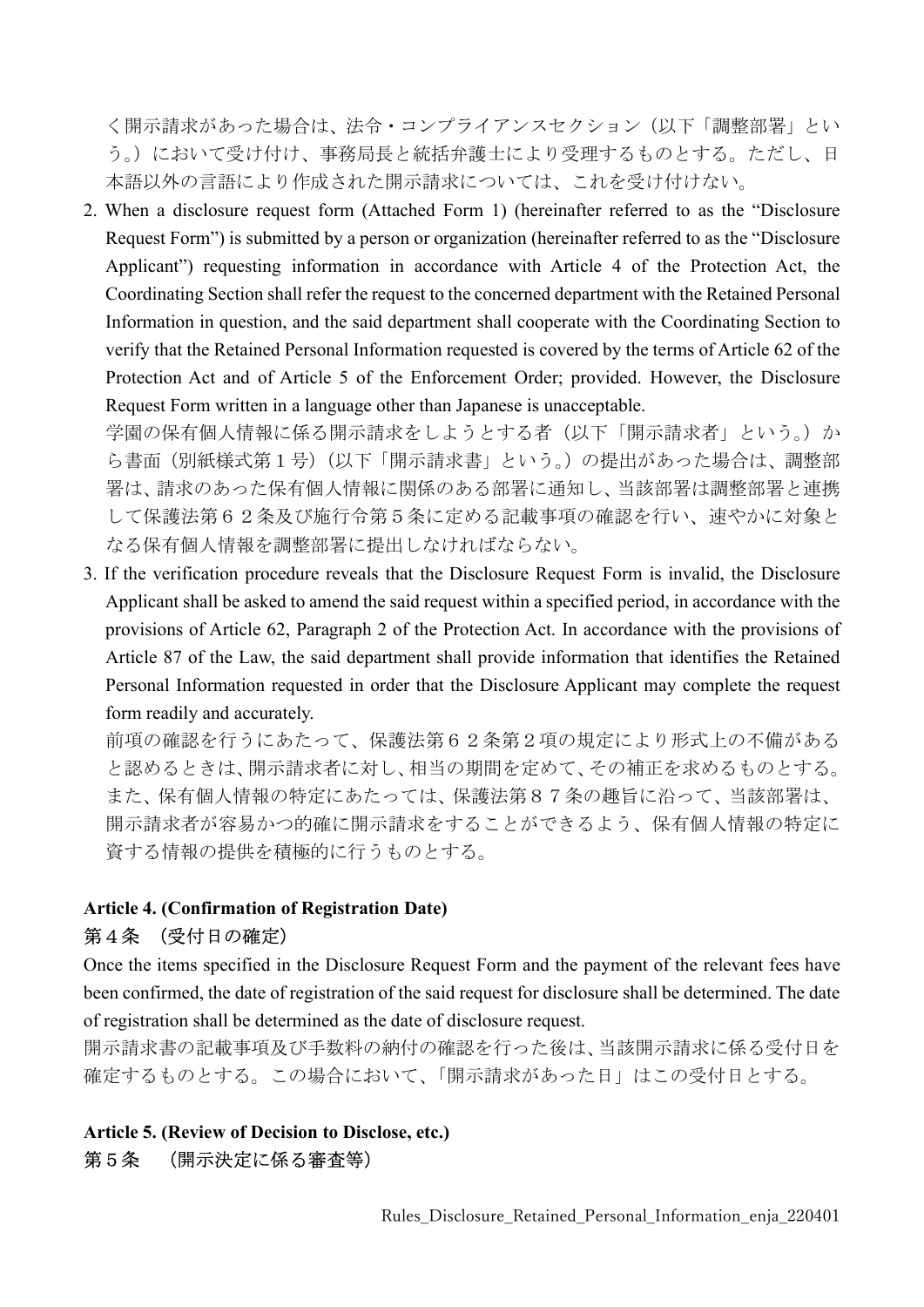く開示請求があった場合は、法令・コンプライアンスセクション（以下「調整部署」という。）において受け付け、事務局長と統括弁護士により受理するものとする。ただし、日本語以外の言語により作成された開示請求については、これを受け付けない。

2. When a disclosure request form (Attached Form 1) (hereinafter referred to as the "Disclosure Request Form") is submitted by a person or organization (hereinafter referred to as the "Disclosure Applicant") requesting information in accordance with Article 4 of the Protection Act, the Coordinating Section shall refer the request to the concerned department with the Retained Personal Information in question, and the said department shall cooperate with the Coordinating Section to verify that the Retained Personal Information requested is covered by the terms of Article 62 of the Protection Act and of Article 5 of the Enforcement Order; provided. However, the Disclosure Request Form written in a language other than Japanese is unacceptable.

   学園の保有個人情報に係る開示請求をしようとする者（以下「開示請求者」という。）から書面（別紙様式第１号）（以下「開示請求書」という。）の提出があった場合は、調整部署は、請求のあった保有個人情報に関係のある部署に通知し、当該部署は調整部署と連携して保護法第６２条及び施行令第５条に定める記載事項の確認を行い、速やかに対象となる保有個人情報を調整部署に提出しなければならない。

3. If the verification procedure reveals that the Disclosure Request Form is invalid, the Disclosure Applicant shall be asked to amend the said request within a specified period, in accordance with the provisions of Article 62, Paragraph 2 of the Protection Act. In accordance with the provisions of Article 87 of the Law, the said department shall provide information that identifies the Retained Personal Information requested in order that the Disclosure Applicant may complete the request form readily and accurately.

   前項の確認を行うにあたって、保護法第６２条第２項の規定により形式上の不備があると認めるときは、開示請求者に対し、相当の期間を定めて、その補正を求めるものとする。また、保有個人情報の特定にあたっては、保護法第８７条の趣旨に沿って、当該部署は、開示請求者が容易かつ的確に開示請求をすることができるよう、保有個人情報の特定に資する情報の提供を積極的に行うものとする。

**Article 4. (Confirmation of Registration Date)**

第４条　（受付日の確定）

Once the items specified in the Disclosure Request Form and the payment of the relevant fees have been confirmed, the date of registration of the said request for disclosure shall be determined. The date of registration shall be determined as the date of disclosure request.

開示請求書の記載事項及び手数料の納付の確認を行った後は、当該開示請求に係る受付日を確定するものとする。この場合において、「開示請求があった日」はこの受付日とする。

**Article 5. (Review of Decision to Disclose, etc.)**

第５条　（開示決定に係る審査等）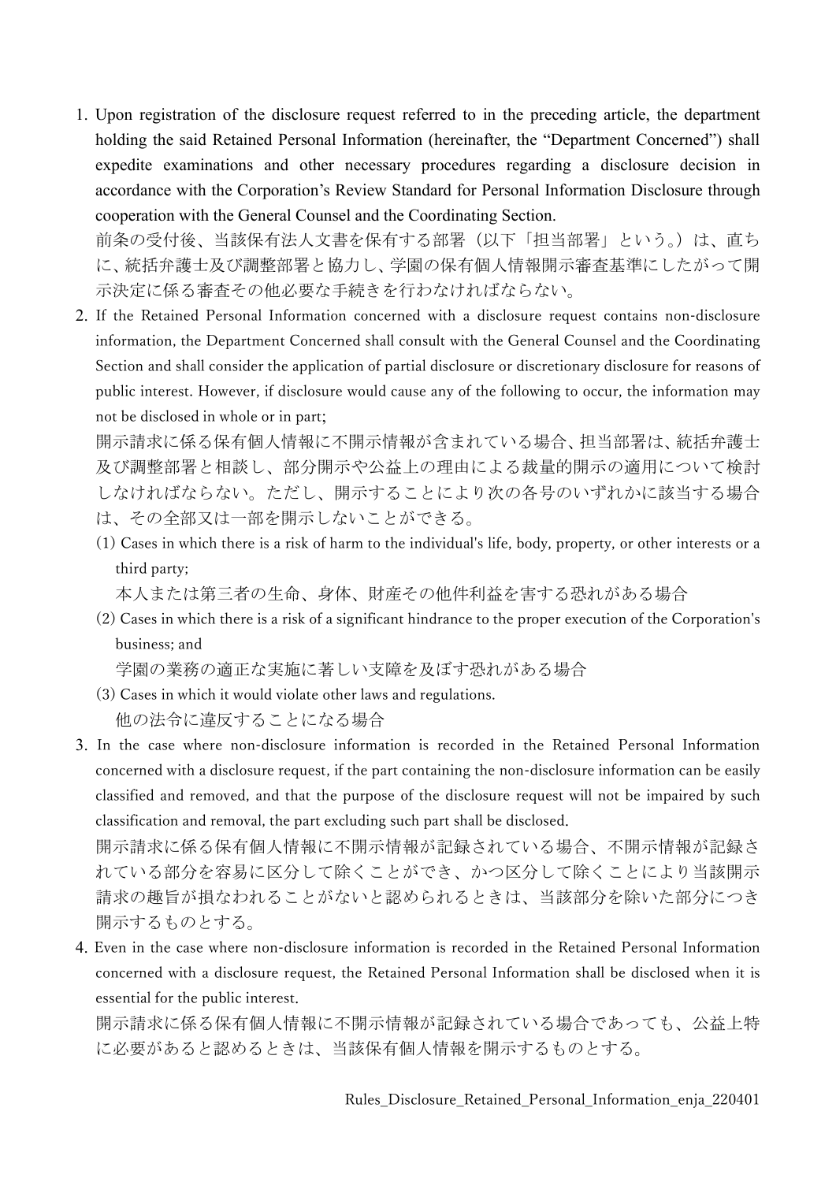1. Upon registration of the disclosure request referred to in the preceding article, the department holding the said Retained Personal Information (hereinafter, the "Department Concerned") shall expedite examinations and other necessary procedures regarding a disclosure decision in accordance with the Corporation's Review Standard for Personal Information Disclosure through cooperation with the General Counsel and the Coordinating Section.

   前条の受付後、当該保有法人文書を保有する部署（以下「担当部署」という。）は、直ちに、統括弁護士及び調整部署と協力し、学園の保有個人情報開示審査基準にしたがって開示決定に係る審査その他必要な手続きを行わなければならない。

2. If the Retained Personal Information concerned with a disclosure request contains non-disclosure information, the Department Concerned shall consult with the General Counsel and the Coordinating Section and shall consider the application of partial disclosure or discretionary disclosure for reasons of public interest. However, if disclosure would cause any of the following to occur, the information may not be disclosed in whole or in part;

   開示請求に係る保有個人情報に不開示情報が含まれている場合、担当部署は、統括弁護士及び調整部署と相談し、部分開示や公益上の理由による裁量的開示の適用について検討しなければならない。ただし、開示することにより次の各号のいずれかに該当する場合は、その全部又は一部を開示しないことができる。

   (1) Cases in which there is a risk of harm to the individual's life, body, property, or other interests or a third party;

   本人または第三者の生命、身体、財産その他件利益を害する恐れがある場合

   (2) Cases in which there is a risk of a significant hindrance to the proper execution of the Corporation's business; and

   学園の業務の適正な実施に著しい支障を及ぼす恐れがある場合

   (3) Cases in which it would violate other laws and regulations.

   他の法令に違反することになる場合

3. In the case where non-disclosure information is recorded in the Retained Personal Information concerned with a disclosure request, if the part containing the non-disclosure information can be easily classified and removed, and that the purpose of the disclosure request will not be impaired by such classification and removal, the part excluding such part shall be disclosed.

   開示請求に係る保有個人情報に不開示情報が記録されている場合、不開示情報が記録されている部分を容易に区分して除くことができ、かつ区分して除くことにより当該開示請求の趣旨が損なわれることがないと認められるときは、当該部分を除いた部分につき開示するものとする。

4. Even in the case where non-disclosure information is recorded in the Retained Personal Information concerned with a disclosure request, the Retained Personal Information shall be disclosed when it is essential for the public interest.

   開示請求に係る保有個人情報に不開示情報が記録されている場合であっても、公益上特に必要があると認めるときは、当該保有個人情報を開示するものとする。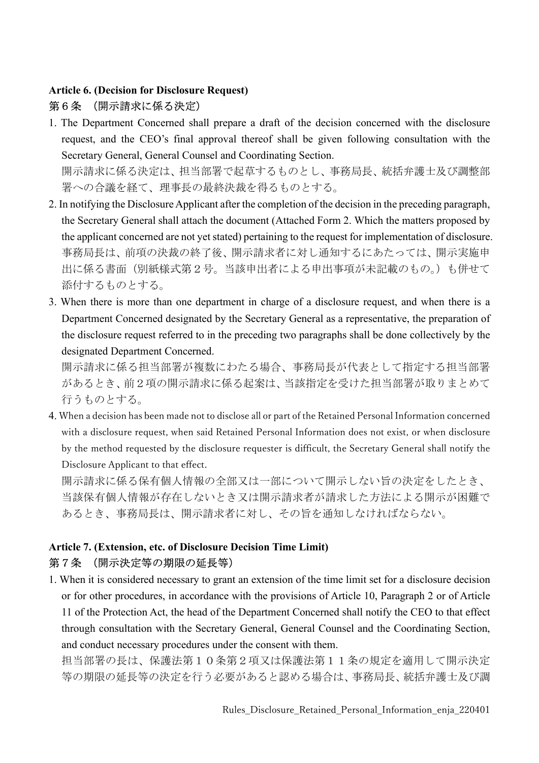**Article 6. (Decision for Disclosure Request)**

第６条　（開示請求に係る決定）

1. The Department Concerned shall prepare a draft of the decision concerned with the disclosure request, and the CEO's final approval thereof shall be given following consultation with the Secretary General, General Counsel and Coordinating Section.
   開示請求に係る決定は、担当部署で起草するものとし、事務局長、統括弁護士及び調整部署への合議を経て、理事長の最終決裁を得るものとする。
2. In notifying the Disclosure Applicant after the completion of the decision in the preceding paragraph, the Secretary General shall attach the document (Attached Form 2. Which the matters proposed by the applicant concerned are not yet stated) pertaining to the request for implementation of disclosure.
   事務局長は、前項の決裁の終了後、開示請求者に対し通知するにあたっては、開示実施申出に係る書面（別紙様式第２号。当該申出者による申出事項が未記載のもの。）も併せて添付するものとする。
3. When there is more than one department in charge of a disclosure request, and when there is a Department Concerned designated by the Secretary General as a representative, the preparation of the disclosure request referred to in the preceding two paragraphs shall be done collectively by the designated Department Concerned.
   開示請求に係る担当部署が複数にわたる場合、事務局長が代表として指定する担当部署があるとき、前２項の開示請求に係る起案は、当該指定を受けた担当部署が取りまとめて行うものとする。
4. When a decision has been made not to disclose all or part of the Retained Personal Information concerned with a disclosure request, when said Retained Personal Information does not exist, or when disclosure by the method requested by the disclosure requester is difficult, the Secretary General shall notify the Disclosure Applicant to that effect.
   開示請求に係る保有個人情報の全部又は一部について開示しない旨の決定をしたとき、当該保有個人情報が存在しないとき又は開示請求者が請求した方法による開示が困難であるとき、事務局長は、開示請求者に対し、その旨を通知しなければならない。

**Article 7. (Extension, etc. of Disclosure Decision Time Limit)**

第７条　（開示決定等の期限の延長等）

1. When it is considered necessary to grant an extension of the time limit set for a disclosure decision or for other procedures, in accordance with the provisions of Article 10, Paragraph 2 or of Article 11 of the Protection Act, the head of the Department Concerned shall notify the CEO to that effect through consultation with the Secretary General, General Counsel and the Coordinating Section, and conduct necessary procedures under the consent with them.
   担当部署の長は、保護法第１０条第２項又は保護法第１１条の規定を適用して開示決定等の期限の延長等の決定を行う必要があると認める場合は、事務局長、統括弁護士及び調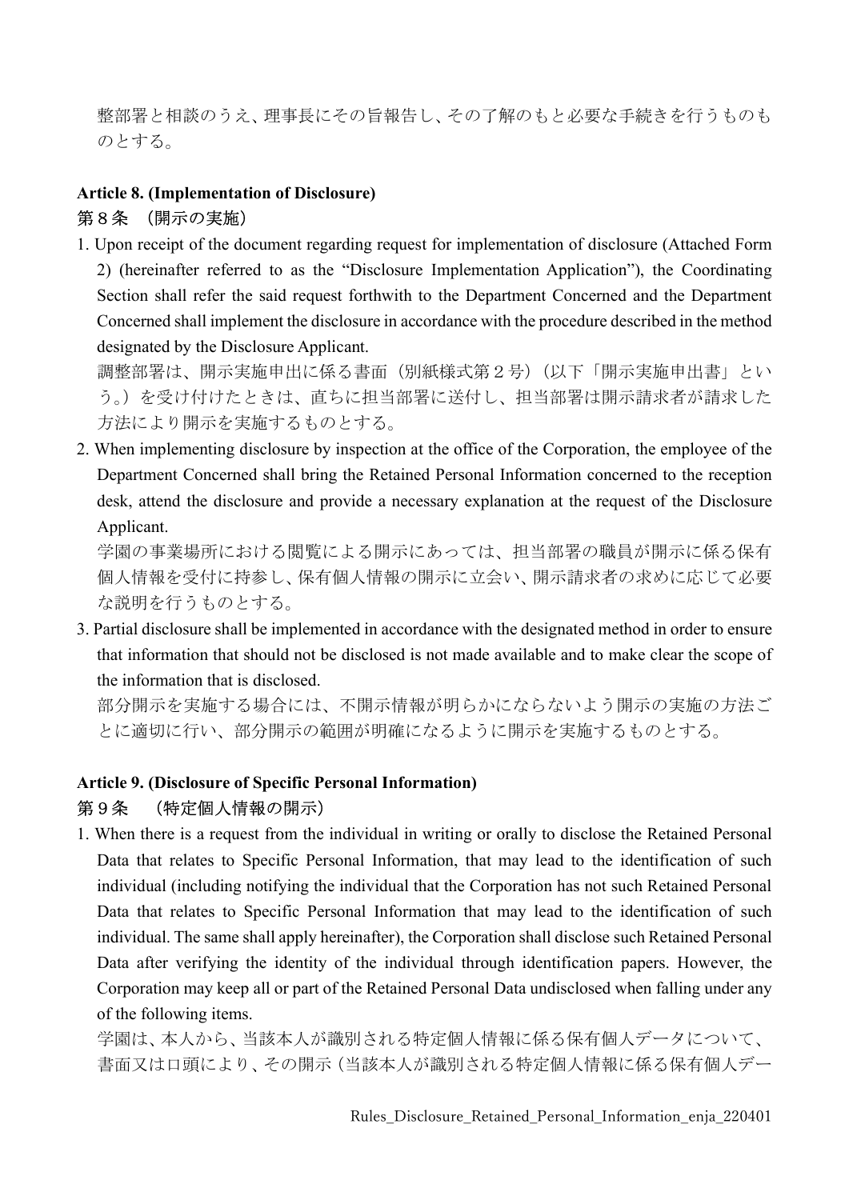整部署と相談のうえ、理事長にその旨報告し、その了解のもと必要な手続きを行うものものとする。

**Article 8. (Implementation of Disclosure)**

第８条　（開示の実施）

1. Upon receipt of the document regarding request for implementation of disclosure (Attached Form 2) (hereinafter referred to as the "Disclosure Implementation Application"), the Coordinating Section shall refer the said request forthwith to the Department Concerned and the Department Concerned shall implement the disclosure in accordance with the procedure described in the method designated by the Disclosure Applicant.

   調整部署は、開示実施申出に係る書面（別紙様式第２号）（以下「開示実施申出書」という。）を受け付けたときは、直ちに担当部署に送付し、担当部署は開示請求者が請求した方法により開示を実施するものとする。

2. When implementing disclosure by inspection at the office of the Corporation, the employee of the Department Concerned shall bring the Retained Personal Information concerned to the reception desk, attend the disclosure and provide a necessary explanation at the request of the Disclosure Applicant.

   学園の事業場所における閲覧による開示にあっては、担当部署の職員が開示に係る保有個人情報を受付に持参し、保有個人情報の開示に立会い、開示請求者の求めに応じて必要な説明を行うものとする。

3. Partial disclosure shall be implemented in accordance with the designated method in order to ensure that information that should not be disclosed is not made available and to make clear the scope of the information that is disclosed.

   部分開示を実施する場合には、不開示情報が明らかにならないよう開示の実施の方法ごとに適切に行い、部分開示の範囲が明確になるように開示を実施するものとする。

**Article 9. (Disclosure of Specific Personal Information)**

第９条　（特定個人情報の開示）

1. When there is a request from the individual in writing or orally to disclose the Retained Personal Data that relates to Specific Personal Information, that may lead to the identification of such individual (including notifying the individual that the Corporation has not such Retained Personal Data that relates to Specific Personal Information that may lead to the identification of such individual. The same shall apply hereinafter), the Corporation shall disclose such Retained Personal Data after verifying the identity of the individual through identification papers. However, the Corporation may keep all or part of the Retained Personal Data undisclosed when falling under any of the following items.

   学園は、本人から、当該本人が識別される特定個人情報に係る保有個人データについて、書面又は口頭により、その開示（当該本人が識別される特定個人情報に係る保有個人デー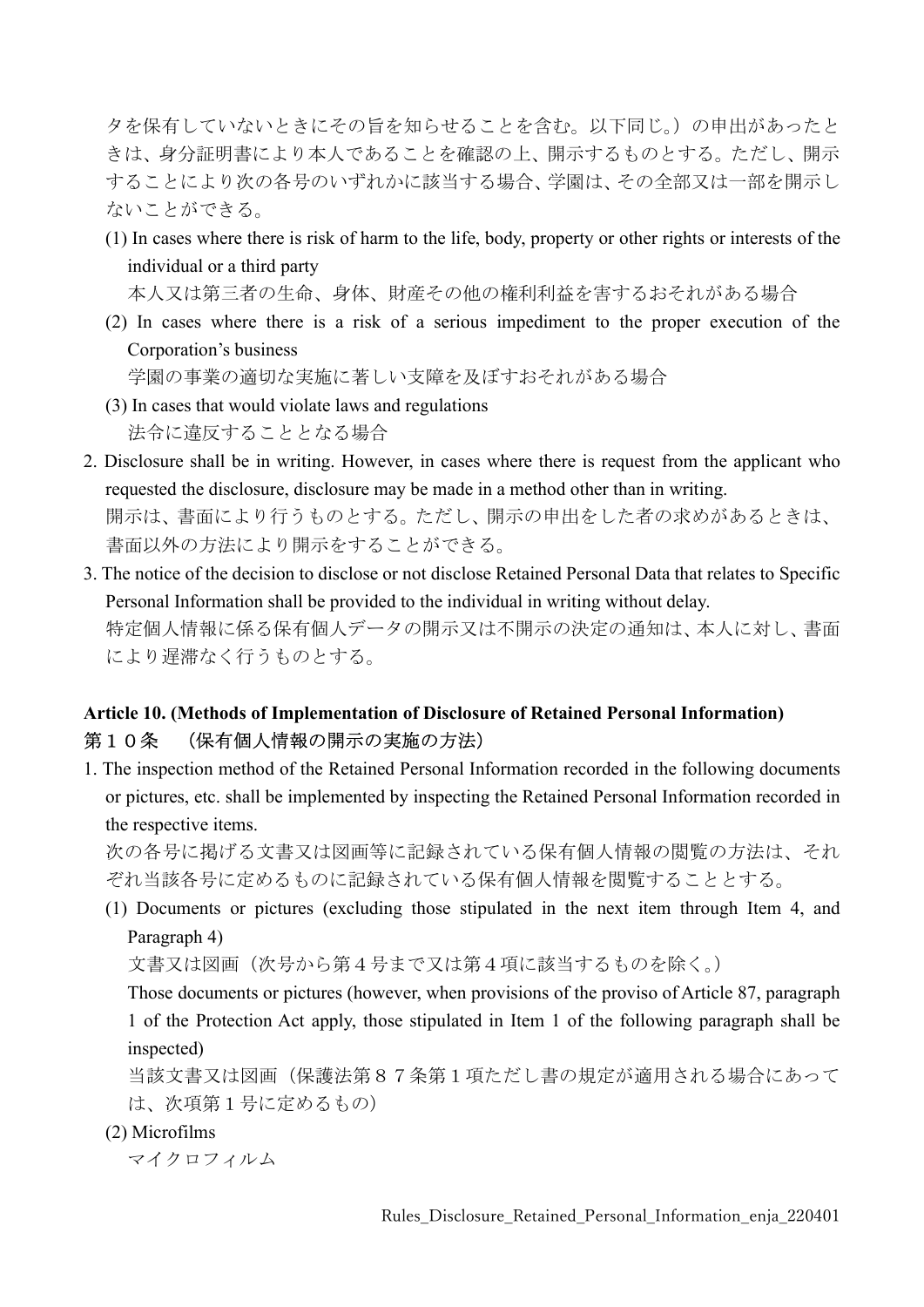タを保有していないときにその旨を知らせることを含む。以下同じ。）の申出があったときは、身分証明書により本人であることを確認の上、開示するものとする。ただし、開示することにより次の各号のいずれかに該当する場合、学園は、その全部又は一部を開示しないことができる。

(1) In cases where there is risk of harm to the life, body, property or other rights or interests of the individual or a third party
本人又は第三者の生命、身体、財産その他の権利利益を害するおそれがある場合

(2) In cases where there is a risk of a serious impediment to the proper execution of the Corporation's business
学園の事業の適切な実施に著しい支障を及ぼすおそれがある場合

(3) In cases that would violate laws and regulations
法令に違反することとなる場合

2. Disclosure shall be in writing. However, in cases where there is request from the applicant who requested the disclosure, disclosure may be made in a method other than in writing.
開示は、書面により行うものとする。ただし、開示の申出をした者の求めがあるときは、書面以外の方法により開示をすることができる。

3. The notice of the decision to disclose or not disclose Retained Personal Data that relates to Specific Personal Information shall be provided to the individual in writing without delay.
特定個人情報に係る保有個人データの開示又は不開示の決定の通知は、本人に対し、書面により遅滞なく行うものとする。

**Article 10. (Methods of Implementation of Disclosure of Retained Personal Information)**
**第１０条　（保有個人情報の開示の実施の方法）**

1. The inspection method of the Retained Personal Information recorded in the following documents or pictures, etc. shall be implemented by inspecting the Retained Personal Information recorded in the respective items.
次の各号に掲げる文書又は図画等に記録されている保有個人情報の閲覧の方法は、それぞれ当該各号に定めるものに記録されている保有個人情報を閲覧することとする。

(1) Documents or pictures (excluding those stipulated in the next item through Item 4, and Paragraph 4)
文書又は図画（次号から第４号まで又は第４項に該当するものを除く。）
Those documents or pictures (however, when provisions of the proviso of Article 87, paragraph 1 of the Protection Act apply, those stipulated in Item 1 of the following paragraph shall be inspected)
当該文書又は図画（保護法第８７条第１項ただし書の規定が適用される場合にあっては、次項第１号に定めるもの）

(2) Microfilms
マイクロフィルム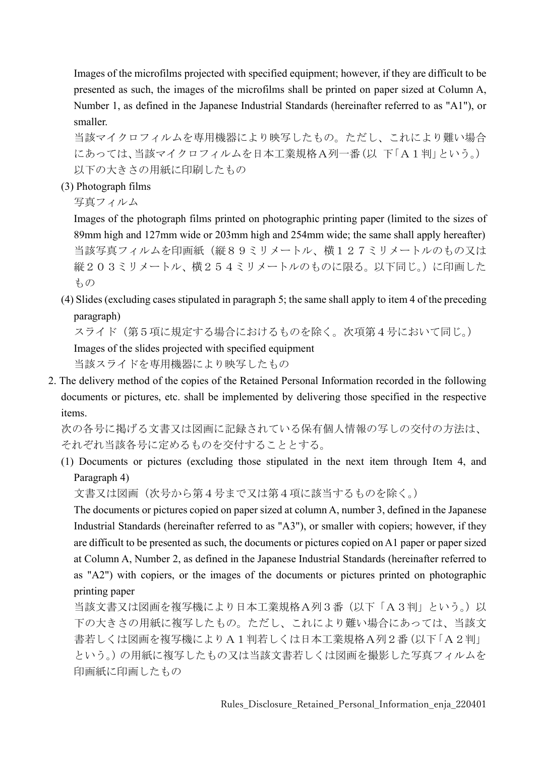Images of the microfilms projected with specified equipment; however, if they are difficult to be presented as such, the images of the microfilms shall be printed on paper sized at Column A, Number 1, as defined in the Japanese Industrial Standards (hereinafter referred to as "A1"), or smaller.

当該マイクロフィルムを専用機器により映写したもの。ただし、これにより難い場合にあっては、当該マイクロフィルムを日本工業規格Ａ列一番（以 下「Ａ１判」という。）以下の大きさの用紙に印刷したもの

(3) Photograph films

写真フィルム

Images of the photograph films printed on photographic printing paper (limited to the sizes of 89mm high and 127mm wide or 203mm high and 254mm wide; the same shall apply hereafter)

当該写真フィルムを印画紙（縦８９ミリメートル、横１２７ミリメートルのもの又は縦２０３ミリメートル、横２５４ミリメートルのものに限る。以下同じ。）に印画したもの

(4) Slides (excluding cases stipulated in paragraph 5; the same shall apply to item 4 of the preceding paragraph)

スライド（第５項に規定する場合におけるものを除く。次項第４号において同じ。）

Images of the slides projected with specified equipment

当該スライドを専用機器により映写したもの

2. The delivery method of the copies of the Retained Personal Information recorded in the following documents or pictures, etc. shall be implemented by delivering those specified in the respective items.

次の各号に掲げる文書又は図画に記録されている保有個人情報の写しの交付の方法は、それぞれ当該各号に定めるものを交付することとする。

(1) Documents or pictures (excluding those stipulated in the next item through Item 4, and Paragraph 4)

文書又は図画（次号から第４号まで又は第４項に該当するものを除く。）

The documents or pictures copied on paper sized at column A, number 3, defined in the Japanese Industrial Standards (hereinafter referred to as "A3"), or smaller with copiers; however, if they are difficult to be presented as such, the documents or pictures copied on A1 paper or paper sized at Column A, Number 2, as defined in the Japanese Industrial Standards (hereinafter referred to as "A2") with copiers, or the images of the documents or pictures printed on photographic printing paper

当該文書又は図画を複写機により日本工業規格Ａ列３番（以下「Ａ３判」という。）以下の大きさの用紙に複写したもの。ただし、これにより難い場合にあっては、当該文書若しくは図画を複写機によりＡ１判若しくは日本工業規格Ａ列２番（以下「Ａ２判」という。）の用紙に複写したもの又は当該文書若しくは図画を撮影した写真フィルムを印画紙に印画したもの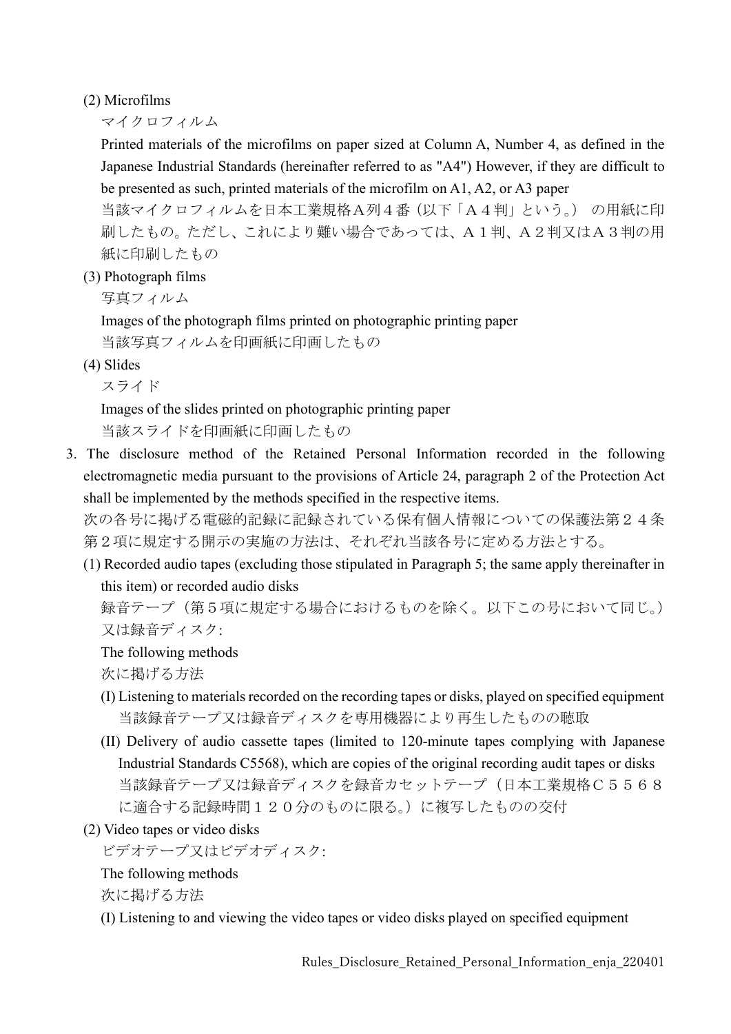(2) Microfilms

マイクロフィルム

Printed materials of the microfilms on paper sized at Column A, Number 4, as defined in the Japanese Industrial Standards (hereinafter referred to as "A4") However, if they are difficult to be presented as such, printed materials of the microfilm on A1, A2, or A3 paper

当該マイクロフィルムを日本工業規格Ａ列４番（以下「Ａ４判」という。）の用紙に印刷したもの。ただし、これにより難い場合であっては、Ａ１判、Ａ２判又はＡ３判の用紙に印刷したもの

(3) Photograph films

写真フィルム

Images of the photograph films printed on photographic printing paper

当該写真フィルムを印画紙に印画したもの

(4) Slides

スライド

Images of the slides printed on photographic printing paper

当該スライドを印画紙に印画したもの

3. The disclosure method of the Retained Personal Information recorded in the following electromagnetic media pursuant to the provisions of Article 24, paragraph 2 of the Protection Act shall be implemented by the methods specified in the respective items.

次の各号に掲げる電磁的記録に記録されている保有個人情報についての保護法第２４条第２項に規定する開示の実施の方法は、それぞれ当該各号に定める方法とする。

(1) Recorded audio tapes (excluding those stipulated in Paragraph 5; the same apply thereinafter in this item) or recorded audio disks

録音テープ（第５項に規定する場合におけるものを除く。以下この号において同じ。）又は録音ディスク:

The following methods

次に掲げる方法

(I) Listening to materials recorded on the recording tapes or disks, played on specified equipment

当該録音テープ又は録音ディスクを専用機器により再生したものの聴取

(II) Delivery of audio cassette tapes (limited to 120-minute tapes complying with Japanese Industrial Standards C5568), which are copies of the original recording audit tapes or disks

当該録音テープ又は録音ディスクを録音カセットテープ（日本工業規格Ｃ５５６８に適合する記録時間１２０分のものに限る。）に複写したものの交付

(2) Video tapes or video disks

ビデオテープ又はビデオディスク:

The following methods

次に掲げる方法

(I) Listening to and viewing the video tapes or video disks played on specified equipment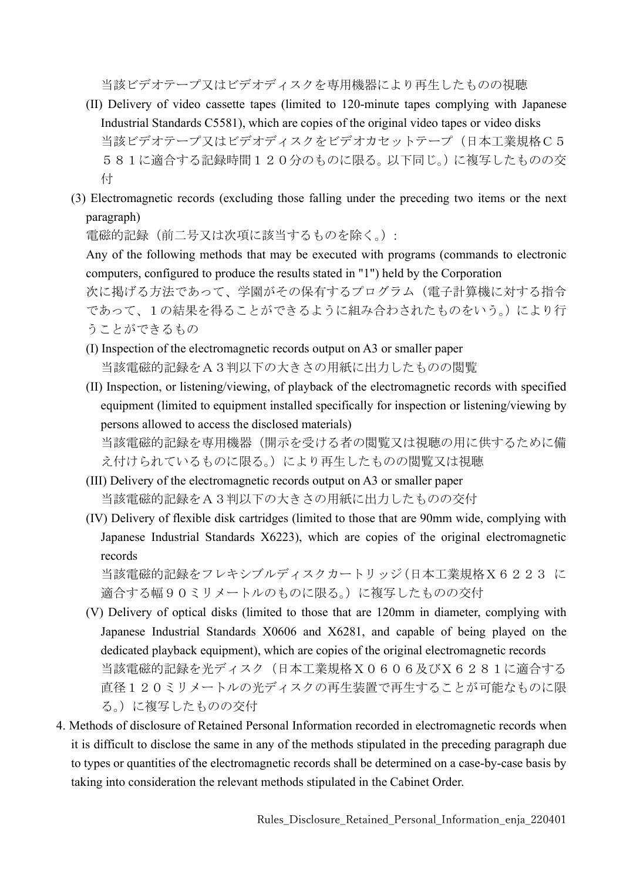当該ビデオテープ又はビデオディスクを専用機器により再生したものの視聴

(II) Delivery of video cassette tapes (limited to 120-minute tapes complying with Japanese Industrial Standards C5581), which are copies of the original video tapes or video disks

当該ビデオテープ又はビデオディスクをビデオカセットテープ（日本工業規格Ｃ５５８１に適合する記録時間１２０分のものに限る。以下同じ。）に複写したものの交付

(3) Electromagnetic records (excluding those falling under the preceding two items or the next paragraph)

電磁的記録（前二号又は次項に該当するものを除く。）:

Any of the following methods that may be executed with programs (commands to electronic computers, configured to produce the results stated in "1") held by the Corporation

次に掲げる方法であって、学園がその保有するプログラム（電子計算機に対する指令であって、１の結果を得ることができるように組み合わされたものをいう。）により行うことができるもの

(I) Inspection of the electromagnetic records output on A3 or smaller paper

当該電磁的記録をＡ３判以下の大きさの用紙に出力したものの閲覧

(II) Inspection, or listening/viewing, of playback of the electromagnetic records with specified equipment (limited to equipment installed specifically for inspection or listening/viewing by persons allowed to access the disclosed materials)

当該電磁的記録を専用機器（開示を受ける者の閲覧又は視聴の用に供するために備え付けられているものに限る。）により再生したものの閲覧又は視聴

(III) Delivery of the electromagnetic records output on A3 or smaller paper

当該電磁的記録をＡ３判以下の大きさの用紙に出力したものの交付

(IV) Delivery of flexible disk cartridges (limited to those that are 90mm wide, complying with Japanese Industrial Standards X6223), which are copies of the original electromagnetic records

当該電磁的記録をフレキシブルディスクカートリッジ（日本工業規格Ｘ６２２３ に適合する幅９０ミリメートルのものに限る。）に複写したものの交付

(V) Delivery of optical disks (limited to those that are 120mm in diameter, complying with Japanese Industrial Standards X0606 and X6281, and capable of being played on the dedicated playback equipment), which are copies of the original electromagnetic records

当該電磁的記録を光ディスク（日本工業規格Ｘ０６０６及びＸ６２８１に適合する直径１２０ミリメートルの光ディスクの再生装置で再生することが可能なものに限る。）に複写したものの交付

4. Methods of disclosure of Retained Personal Information recorded in electromagnetic records when it is difficult to disclose the same in any of the methods stipulated in the preceding paragraph due to types or quantities of the electromagnetic records shall be determined on a case-by-case basis by taking into consideration the relevant methods stipulated in the Cabinet Order.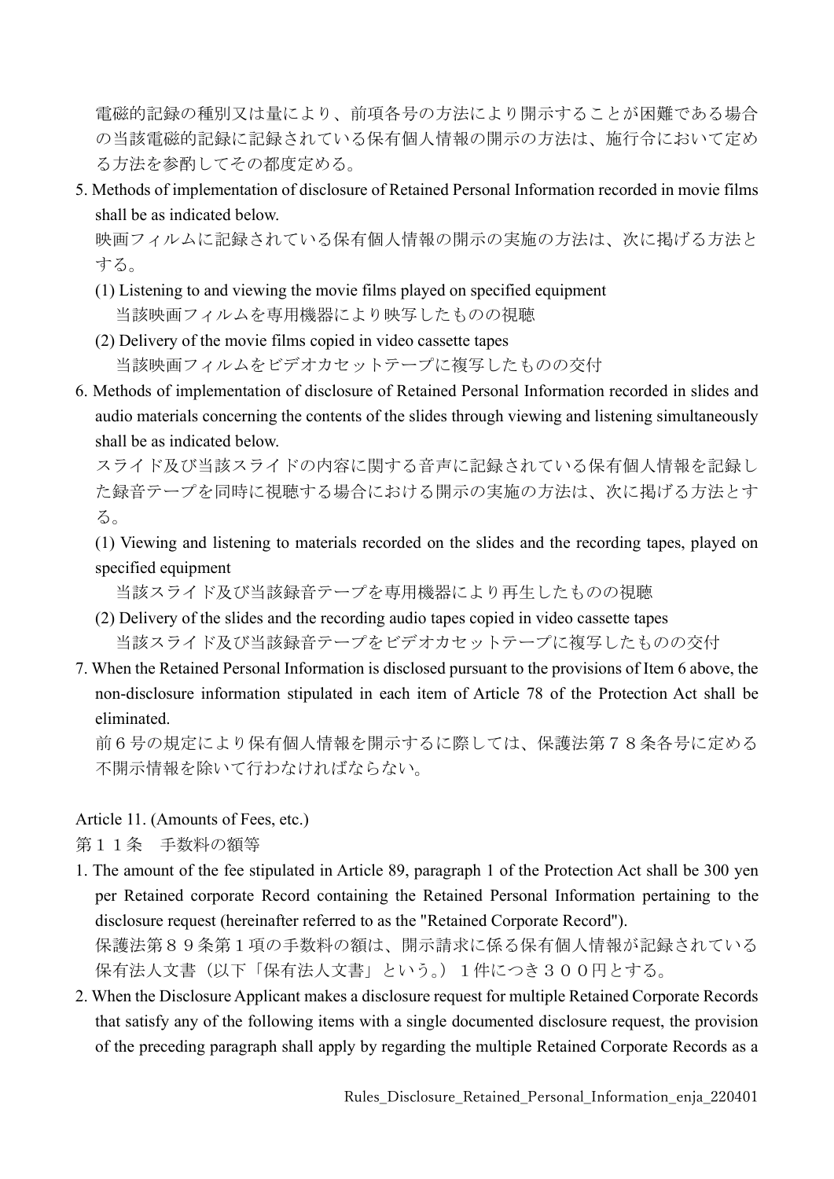電磁的記録の種別又は量により、前項各号の方法により開示することが困難である場合の当該電磁的記録に記録されている保有個人情報の開示の方法は、施行令において定める方法を参酌してその都度定める。

5. Methods of implementation of disclosure of Retained Personal Information recorded in movie films shall be as indicated below.
   映画フィルムに記録されている保有個人情報の開示の実施の方法は、次に掲げる方法とする。
   (1) Listening to and viewing the movie films played on specified equipment
       当該映画フィルムを専用機器により映写したものの視聴
   (2) Delivery of the movie films copied in video cassette tapes
       当該映画フィルムをビデオカセットテープに複写したものの交付
6. Methods of implementation of disclosure of Retained Personal Information recorded in slides and audio materials concerning the contents of the slides through viewing and listening simultaneously shall be as indicated below.
   スライド及び当該スライドの内容に関する音声に記録されている保有個人情報を記録した録音テープを同時に視聴する場合における開示の実施の方法は、次に掲げる方法とする。
   (1) Viewing and listening to materials recorded on the slides and the recording tapes, played on specified equipment
       当該スライド及び当該録音テープを専用機器により再生したものの視聴
   (2) Delivery of the slides and the recording audio tapes copied in video cassette tapes
       当該スライド及び当該録音テープをビデオカセットテープに複写したものの交付
7. When the Retained Personal Information is disclosed pursuant to the provisions of Item 6 above, the non-disclosure information stipulated in each item of Article 78 of the Protection Act shall be eliminated.
   前６号の規定により保有個人情報を開示するに際しては、保護法第７８条各号に定める不開示情報を除いて行わなければならない。

Article 11. (Amounts of Fees, etc.)
第１１条　手数料の額等

1. The amount of the fee stipulated in Article 89, paragraph 1 of the Protection Act shall be 300 yen per Retained corporate Record containing the Retained Personal Information pertaining to the disclosure request (hereinafter referred to as the "Retained Corporate Record").
   保護法第８９条第１項の手数料の額は、開示請求に係る保有個人情報が記録されている保有法人文書（以下「保有法人文書」という。）１件につき３００円とする。
2. When the Disclosure Applicant makes a disclosure request for multiple Retained Corporate Records that satisfy any of the following items with a single documented disclosure request, the provision of the preceding paragraph shall apply by regarding the multiple Retained Corporate Records as a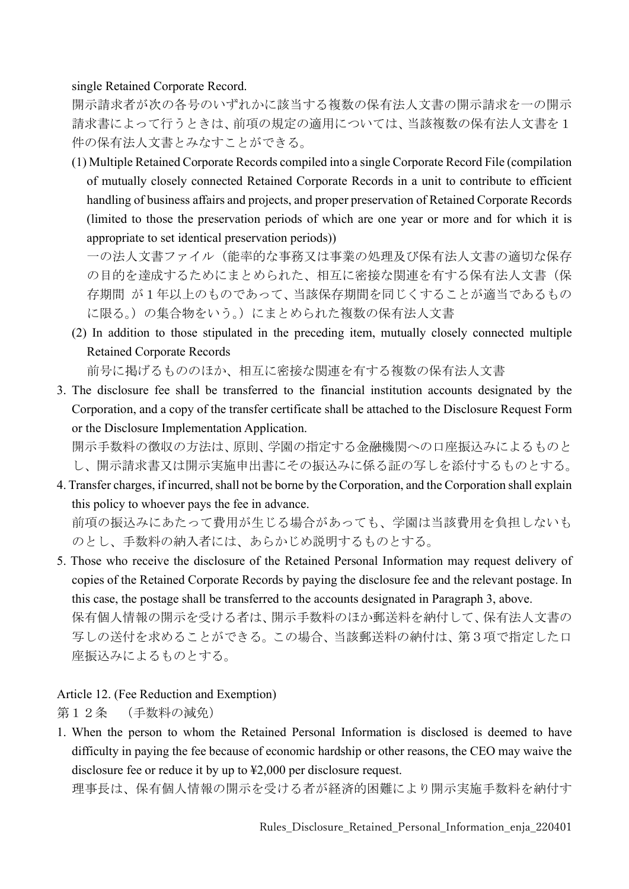single Retained Corporate Record.

開示請求者が次の各号のいずれかに該当する複数の保有法人文書の開示請求を一の開示請求書によって行うときは、前項の規定の適用については、当該複数の保有法人文書を１件の保有法人文書とみなすことができる。

(1) Multiple Retained Corporate Records compiled into a single Corporate Record File (compilation of mutually closely connected Retained Corporate Records in a unit to contribute to efficient handling of business affairs and projects, and proper preservation of Retained Corporate Records (limited to those the preservation periods of which are one year or more and for which it is appropriate to set identical preservation periods))

一の法人文書ファイル（能率的な事務又は事業の処理及び保有法人文書の適切な保存の目的を達成するためにまとめられた、相互に密接な関連を有する保有法人文書（保存期間 が１年以上のものであって、当該保存期間を同じくすることが適当であるものに限る。）の集合物をいう。）にまとめられた複数の保有法人文書

(2) In addition to those stipulated in the preceding item, mutually closely connected multiple Retained Corporate Records

前号に掲げるもののほか、相互に密接な関連を有する複数の保有法人文書

3. The disclosure fee shall be transferred to the financial institution accounts designated by the Corporation, and a copy of the transfer certificate shall be attached to the Disclosure Request Form or the Disclosure Implementation Application.

開示手数料の徴収の方法は、原則、学園の指定する金融機関への口座振込みによるものとし、開示請求書又は開示実施申出書にその振込みに係る証の写しを添付するものとする。

4. Transfer charges, if incurred, shall not be borne by the Corporation, and the Corporation shall explain this policy to whoever pays the fee in advance.

前項の振込みにあたって費用が生じる場合があっても、学園は当該費用を負担しないものとし、手数料の納入者には、あらかじめ説明するものとする。

5. Those who receive the disclosure of the Retained Personal Information may request delivery of copies of the Retained Corporate Records by paying the disclosure fee and the relevant postage. In this case, the postage shall be transferred to the accounts designated in Paragraph 3, above.

保有個人情報の開示を受ける者は、開示手数料のほか郵送料を納付して、保有法人文書の写しの送付を求めることができる。この場合、当該郵送料の納付は、第３項で指定した口座振込みによるものとする。

Article 12. (Fee Reduction and Exemption)

第１２条　（手数料の減免）

1. When the person to whom the Retained Personal Information is disclosed is deemed to have difficulty in paying the fee because of economic hardship or other reasons, the CEO may waive the disclosure fee or reduce it by up to ¥2,000 per disclosure request.

理事長は、保有個人情報の開示を受ける者が経済的困難により開示実施手数料を納付す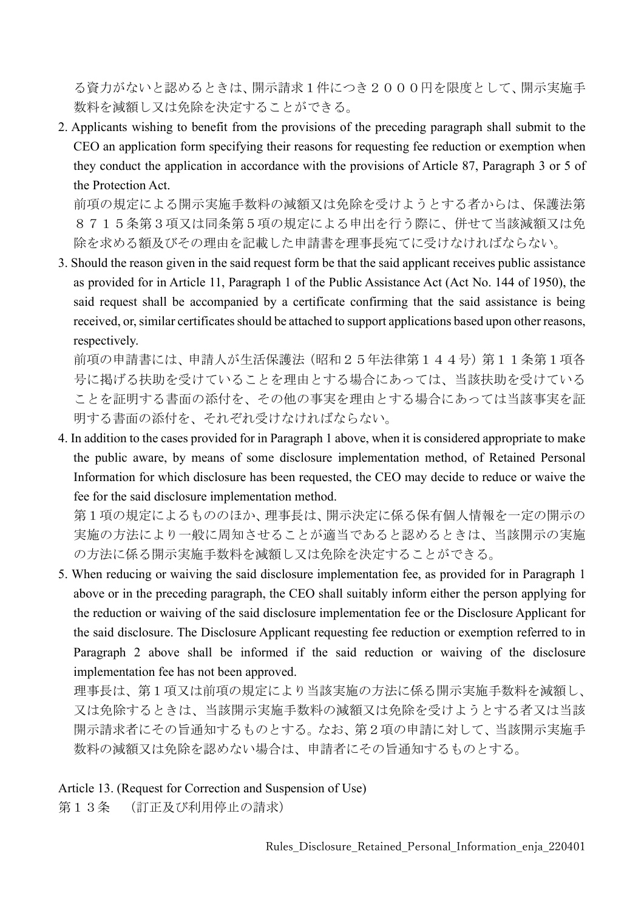る資力がないと認めるときは、開示請求１件につき２０００円を限度として、開示実施手数料を減額し又は免除を決定することができる。

2. Applicants wishing to benefit from the provisions of the preceding paragraph shall submit to the CEO an application form specifying their reasons for requesting fee reduction or exemption when they conduct the application in accordance with the provisions of Article 87, Paragraph 3 or 5 of the Protection Act.

   前項の規定による開示実施手数料の減額又は免除を受けようとする者からは、保護法第８７１５条第３項又は同条第５項の規定による申出を行う際に、併せて当該減額又は免除を求める額及びその理由を記載した申請書を理事長宛てに受けなければならない。

3. Should the reason given in the said request form be that the said applicant receives public assistance as provided for in Article 11, Paragraph 1 of the Public Assistance Act (Act No. 144 of 1950), the said request shall be accompanied by a certificate confirming that the said assistance is being received, or, similar certificates should be attached to support applications based upon other reasons, respectively.

   前項の申請書には、申請人が生活保護法（昭和２５年法律第１４４号）第１１条第１項各号に掲げる扶助を受けていることを理由とする場合にあっては、当該扶助を受けていることを証明する書面の添付を、その他の事実を理由とする場合にあっては当該事実を証明する書面の添付を、それぞれ受けなければならない。

4. In addition to the cases provided for in Paragraph 1 above, when it is considered appropriate to make the public aware, by means of some disclosure implementation method, of Retained Personal Information for which disclosure has been requested, the CEO may decide to reduce or waive the fee for the said disclosure implementation method.

   第１項の規定によるもののほか、理事長は、開示決定に係る保有個人情報を一定の開示の実施の方法により一般に周知させることが適当であると認めるときは、当該開示の実施の方法に係る開示実施手数料を減額し又は免除を決定することができる。

5. When reducing or waiving the said disclosure implementation fee, as provided for in Paragraph 1 above or in the preceding paragraph, the CEO shall suitably inform either the person applying for the reduction or waiving of the said disclosure implementation fee or the Disclosure Applicant for the said disclosure. The Disclosure Applicant requesting fee reduction or exemption referred to in Paragraph 2 above shall be informed if the said reduction or waiving of the disclosure implementation fee has not been approved.

   理事長は、第１項又は前項の規定により当該実施の方法に係る開示実施手数料を減額し、又は免除するときは、当該開示実施手数料の減額又は免除を受けようとする者又は当該開示請求者にその旨通知するものとする。なお、第２項の申請に対して、当該開示実施手数料の減額又は免除を認めない場合は、申請者にその旨通知するものとする。

## Article 13. (Request for Correction and Suspension of Use)
## 第１３条　（訂正及び利用停止の請求）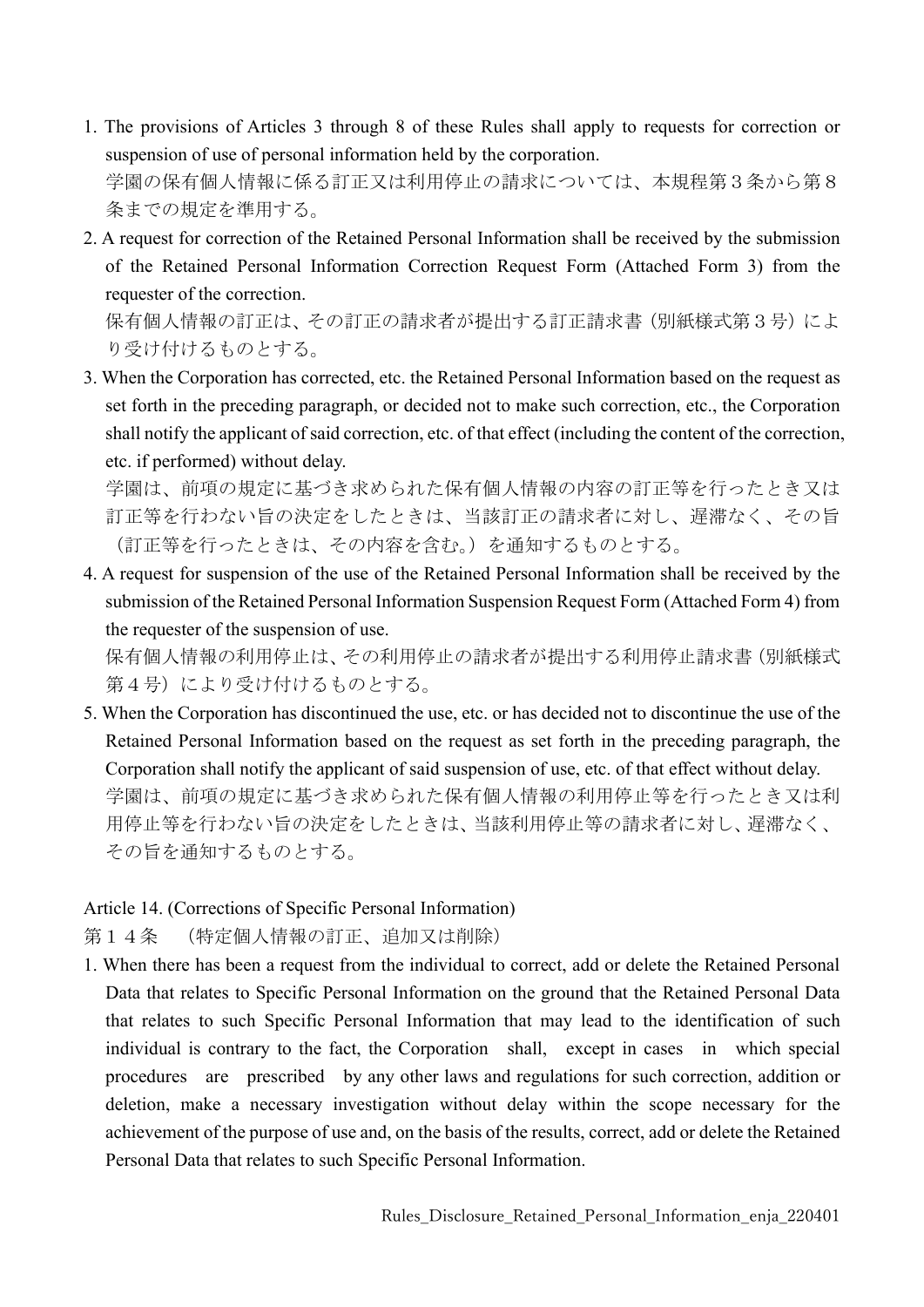1. The provisions of Articles 3 through 8 of these Rules shall apply to requests for correction or suspension of use of personal information held by the corporation.
   学園の保有個人情報に係る訂正又は利用停止の請求については、本規程第３条から第８条までの規定を準用する。
2. A request for correction of the Retained Personal Information shall be received by the submission of the Retained Personal Information Correction Request Form (Attached Form 3) from the requester of the correction.
   保有個人情報の訂正は、その訂正の請求者が提出する訂正請求書（別紙様式第３号）により受け付けるものとする。
3. When the Corporation has corrected, etc. the Retained Personal Information based on the request as set forth in the preceding paragraph, or decided not to make such correction, etc., the Corporation shall notify the applicant of said correction, etc. of that effect (including the content of the correction, etc. if performed) without delay.
   学園は、前項の規定に基づき求められた保有個人情報の内容の訂正等を行ったとき又は訂正等を行わない旨の決定をしたときは、当該訂正の請求者に対し、遅滞なく、その旨（訂正等を行ったときは、その内容を含む。）を通知するものとする。
4. A request for suspension of the use of the Retained Personal Information shall be received by the submission of the Retained Personal Information Suspension Request Form (Attached Form 4) from the requester of the suspension of use.
   保有個人情報の利用停止は、その利用停止の請求者が提出する利用停止請求書（別紙様式第４号）により受け付けるものとする。
5. When the Corporation has discontinued the use, etc. or has decided not to discontinue the use of the Retained Personal Information based on the request as set forth in the preceding paragraph, the Corporation shall notify the applicant of said suspension of use, etc. of that effect without delay.
   学園は、前項の規定に基づき求められた保有個人情報の利用停止等を行ったとき又は利用停止等を行わない旨の決定をしたときは、当該利用停止等の請求者に対し、遅滞なく、その旨を通知するものとする。

Article 14. (Corrections of Specific Personal Information)
第１４条　（特定個人情報の訂正、追加又は削除）

1. When there has been a request from the individual to correct, add or delete the Retained Personal Data that relates to Specific Personal Information on the ground that the Retained Personal Data that relates to such Specific Personal Information that may lead to the identification of such individual is contrary to the fact, the Corporation shall, except in cases in which special procedures are prescribed by any other laws and regulations for such correction, addition or deletion, make a necessary investigation without delay within the scope necessary for the achievement of the purpose of use and, on the basis of the results, correct, add or delete the Retained Personal Data that relates to such Specific Personal Information.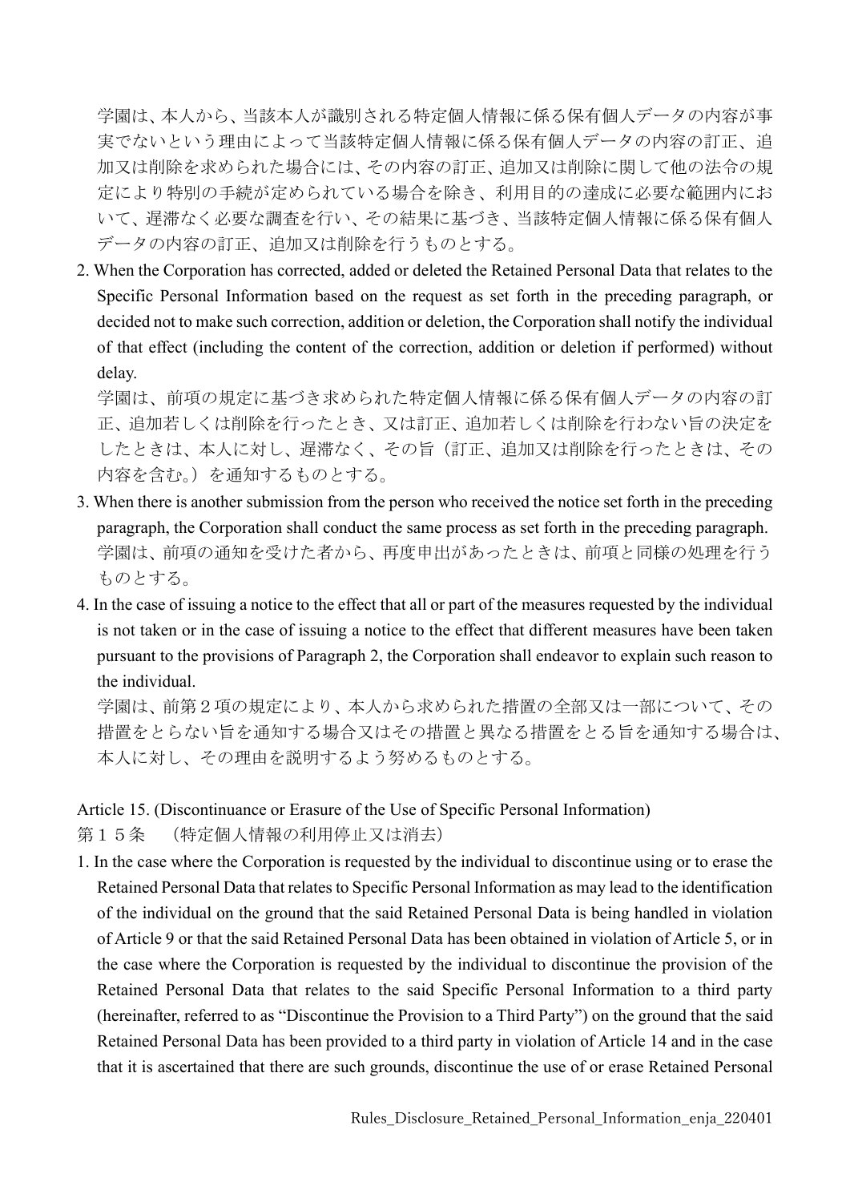学園は、本人から、当該本人が識別される特定個人情報に係る保有個人データの内容が事実でないという理由によって当該特定個人情報に係る保有個人データの内容の訂正、追加又は削除を求められた場合には、その内容の訂正、追加又は削除に関して他の法令の規定により特別の手続が定められている場合を除き、利用目的の達成に必要な範囲内において、遅滞なく必要な調査を行い、その結果に基づき、当該特定個人情報に係る保有個人データの内容の訂正、追加又は削除を行うものとする。

2. When the Corporation has corrected, added or deleted the Retained Personal Data that relates to the Specific Personal Information based on the request as set forth in the preceding paragraph, or decided not to make such correction, addition or deletion, the Corporation shall notify the individual of that effect (including the content of the correction, addition or deletion if performed) without delay.
   学園は、前項の規定に基づき求められた特定個人情報に係る保有個人データの内容の訂正、追加若しくは削除を行ったとき、又は訂正、追加若しくは削除を行わない旨の決定をしたときは、本人に対し、遅滞なく、その旨（訂正、追加又は削除を行ったときは、その内容を含む。）を通知するものとする。
3. When there is another submission from the person who received the notice set forth in the preceding paragraph, the Corporation shall conduct the same process as set forth in the preceding paragraph.
   学園は、前項の通知を受けた者から、再度申出があったときは、前項と同様の処理を行うものとする。
4. In the case of issuing a notice to the effect that all or part of the measures requested by the individual is not taken or in the case of issuing a notice to the effect that different measures have been taken pursuant to the provisions of Paragraph 2, the Corporation shall endeavor to explain such reason to the individual.
   学園は、前第２項の規定により、本人から求められた措置の全部又は一部について、その措置をとらない旨を通知する場合又はその措置と異なる措置をとる旨を通知する場合は、本人に対し、その理由を説明するよう努めるものとする。

Article 15. (Discontinuance or Erasure of the Use of Specific Personal Information)
第１５条　（特定個人情報の利用停止又は消去）

1. In the case where the Corporation is requested by the individual to discontinue using or to erase the Retained Personal Data that relates to Specific Personal Information as may lead to the identification of the individual on the ground that the said Retained Personal Data is being handled in violation of Article 9 or that the said Retained Personal Data has been obtained in violation of Article 5, or in the case where the Corporation is requested by the individual to discontinue the provision of the Retained Personal Data that relates to the said Specific Personal Information to a third party (hereinafter, referred to as "Discontinue the Provision to a Third Party") on the ground that the said Retained Personal Data has been provided to a third party in violation of Article 14 and in the case that it is ascertained that there are such grounds, discontinue the use of or erase Retained Personal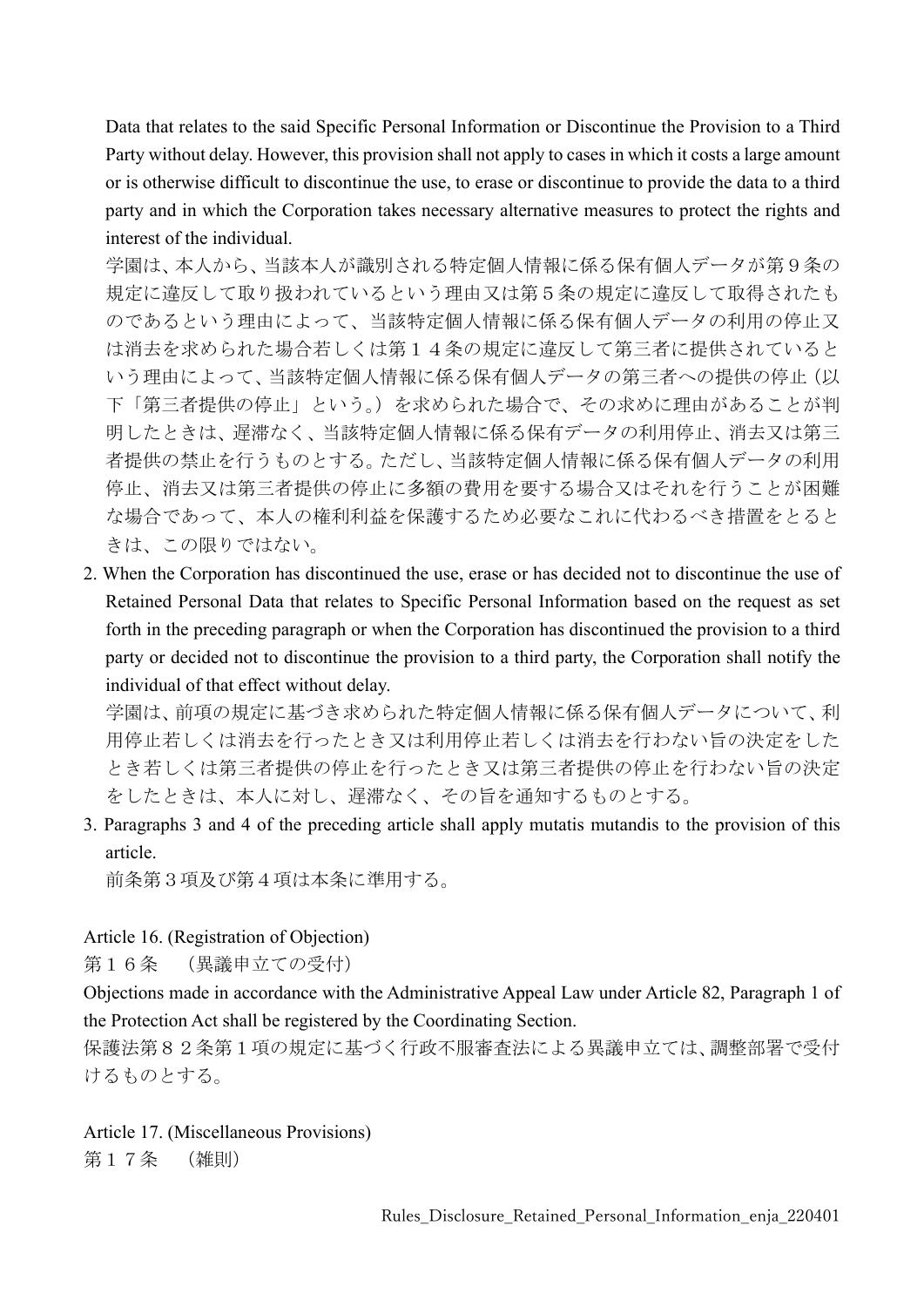Data that relates to the said Specific Personal Information or Discontinue the Provision to a Third Party without delay. However, this provision shall not apply to cases in which it costs a large amount or is otherwise difficult to discontinue the use, to erase or discontinue to provide the data to a third party and in which the Corporation takes necessary alternative measures to protect the rights and interest of the individual.

学園は、本人から、当該本人が識別される特定個人情報に係る保有個人データが第９条の規定に違反して取り扱われているという理由又は第５条の規定に違反して取得されたものであるという理由によって、当該特定個人情報に係る保有個人データの利用の停止又は消去を求められた場合若しくは第１４条の規定に違反して第三者に提供されているという理由によって、当該特定個人情報に係る保有個人データの第三者への提供の停止（以下「第三者提供の停止」という。）を求められた場合で、その求めに理由があることが判明したときは、遅滞なく、当該特定個人情報に係る保有データの利用停止、消去又は第三者提供の禁止を行うものとする。ただし、当該特定個人情報に係る保有個人データの利用停止、消去又は第三者提供の停止に多額の費用を要する場合又はそれを行うことが困難な場合であって、本人の権利利益を保護するため必要なこれに代わるべき措置をとるときは、この限りではない。

2. When the Corporation has discontinued the use, erase or has decided not to discontinue the use of Retained Personal Data that relates to Specific Personal Information based on the request as set forth in the preceding paragraph or when the Corporation has discontinued the provision to a third party or decided not to discontinue the provision to a third party, the Corporation shall notify the individual of that effect without delay.

   学園は、前項の規定に基づき求められた特定個人情報に係る保有個人データについて、利用停止若しくは消去を行ったとき又は利用停止若しくは消去を行わない旨の決定をしたとき若しくは第三者提供の停止を行ったとき又は第三者提供の停止を行わない旨の決定をしたときは、本人に対し、遅滞なく、その旨を通知するものとする。

3. Paragraphs 3 and 4 of the preceding article shall apply mutatis mutandis to the provision of this article.

   前条第３項及び第４項は本条に準用する。

Article 16. (Registration of Objection)

第１６条　（異議申立ての受付）

Objections made in accordance with the Administrative Appeal Law under Article 82, Paragraph 1 of the Protection Act shall be registered by the Coordinating Section.

保護法第８２条第１項の規定に基づく行政不服審査法による異議申立ては、調整部署で受付けるものとする。

Article 17. (Miscellaneous Provisions)

第１７条　（雑則）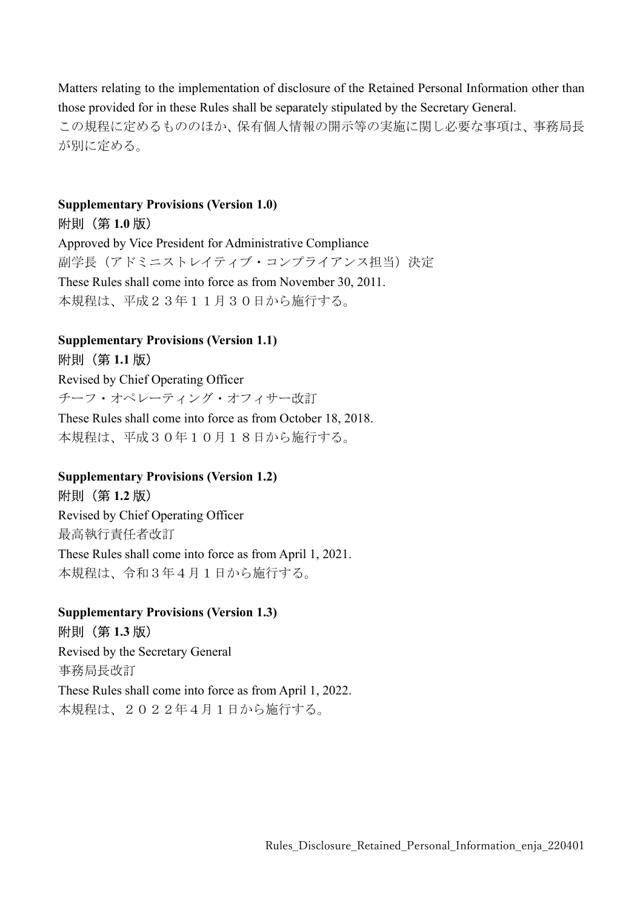Matters relating to the implementation of disclosure of the Retained Personal Information other than those provided for in these Rules shall be separately stipulated by the Secretary General.
この規程に定めるもののほか、保有個人情報の開示等の実施に関し必要な事項は、事務局長が別に定める。

**Supplementary Provisions (Version 1.0)**
附則（第 **1.0** 版）
Approved by Vice President for Administrative Compliance
副学長（アドミニストレイティブ・コンプライアンス担当）決定
These Rules shall come into force as from November 30, 2011.
本規程は、平成２３年１１月３０日から施行する。

**Supplementary Provisions (Version 1.1)**
附則（第 **1.1** 版）
Revised by Chief Operating Officer
チーフ・オペレーティング・オフィサー改訂
These Rules shall come into force as from October 18, 2018.
本規程は、平成３０年１０月１８日から施行する。

**Supplementary Provisions (Version 1.2)**
附則（第 **1.2** 版）
Revised by Chief Operating Officer
最高執行責任者改訂
These Rules shall come into force as from April 1, 2021.
本規程は、令和３年４月１日から施行する。

**Supplementary Provisions (Version 1.3)**
附則（第 **1.3** 版）
Revised by the Secretary General
事務局長改訂
These Rules shall come into force as from April 1, 2022.
本規程は、２０２２年４月１日から施行する。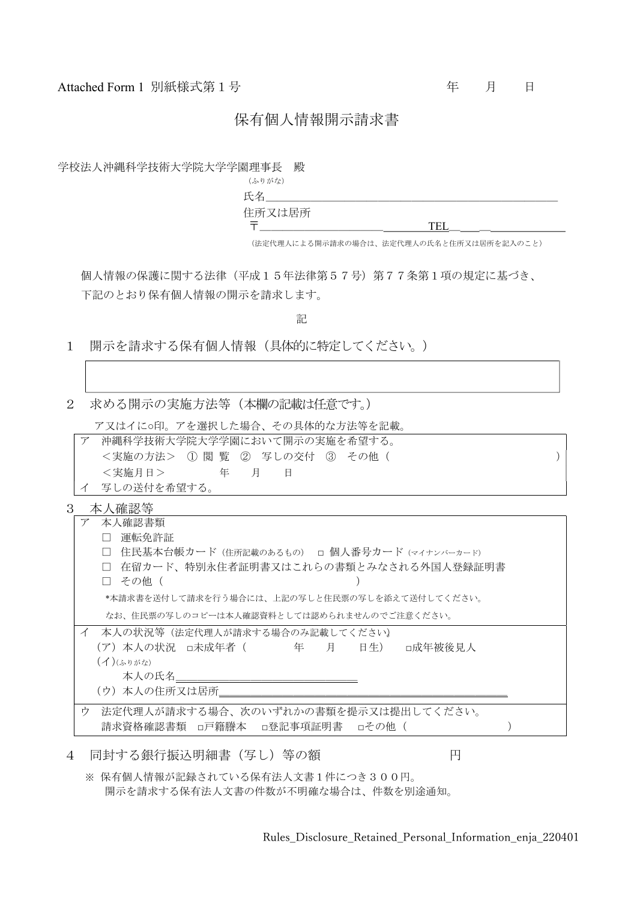Attached Form 1 別紙様式第１号　　　　　　　　　　　　　　　　　年　　月　　日

# 保有個人情報開示請求書

学校法人沖縄科学技術大学院大学学園理事長　殿

（ふりがな）

氏名＿＿＿＿＿＿＿＿＿＿＿＿＿＿＿＿＿＿＿＿＿＿＿＿＿＿＿＿

住所又は居所

〒＿＿＿＿＿＿＿＿＿＿＿＿＿＿＿＿TEL＿＿＿＿＿＿＿＿＿＿

（法定代理人による開示請求の場合は、法定代理人の氏名と住所又は居所を記入のこと）

個人情報の保護に関する法律（平成１５年法律第５７号）第７７条第１項の規定に基づき、下記のとおり保有個人情報の開示を請求します。

記

１　開示を請求する保有個人情報（具体的に特定してください。）

| |
|---|
| |

２　求める開示の実施方法等（本欄の記載は任意です。）

ア又はイに○印。アを選択した場合、その具体的な方法等を記載。

| |
|---|
| ア　沖縄科学技術大学院大学学園において開示の実施を希望する。<br>＜実施の方法＞　① 閲 覧　②　写しの交付　③　その他（　　　　　　　　　　　　　　） <br>＜実施月日＞　　　　年　　月　　日 |
| イ　写しの送付を希望する。 |

３　本人確認等

| |
|---|
| ア　本人確認書類<br>□　運転免許証<br>□　住民基本台帳カード（住所記載のあるもの）　□ 個人番号カード（マイナンバーカード）<br>□　在留カード、特別永住者証明書又はこれらの書類とみなされる外国人登録証明書<br>□　その他（　　　　　　　　　　　　　　　）<br>*本請求書を送付して請求を行う場合には、上記の写しと住民票の写しを添えて送付してください。<br>なお、住民票の写しのコピーは本人確認資料としては認められませんのでご注意ください。 |
| イ　本人の状況等（法定代理人が請求する場合のみ記載してください）<br>（ア）本人の状況　□未成年者（　　　　年　　月　　日生）　□成年被後見人<br>（イ）(ふりがな)<br>本人の氏名＿＿＿＿＿＿＿＿＿＿＿＿＿＿＿＿<br>（ウ）本人の住所又は居所＿＿＿＿＿＿＿＿＿＿＿＿＿＿＿＿＿＿＿＿ |
| ウ　法定代理人が請求する場合、次のいずれかの書類を提示又は提出してください。<br>請求資格確認書類　□戸籍謄本　□登記事項証明書　□その他（　　　　　　　） |

４　同封する銀行振込明細書（写し）等の額　　　　　　　　円

※ 保有個人情報が記録されている保有法人文書１件につき３００円。
開示を請求する保有法人文書の件数が不明確な場合は、件数を別途通知。

Rules_Disclosure_Retained_Personal_Information_enja_220401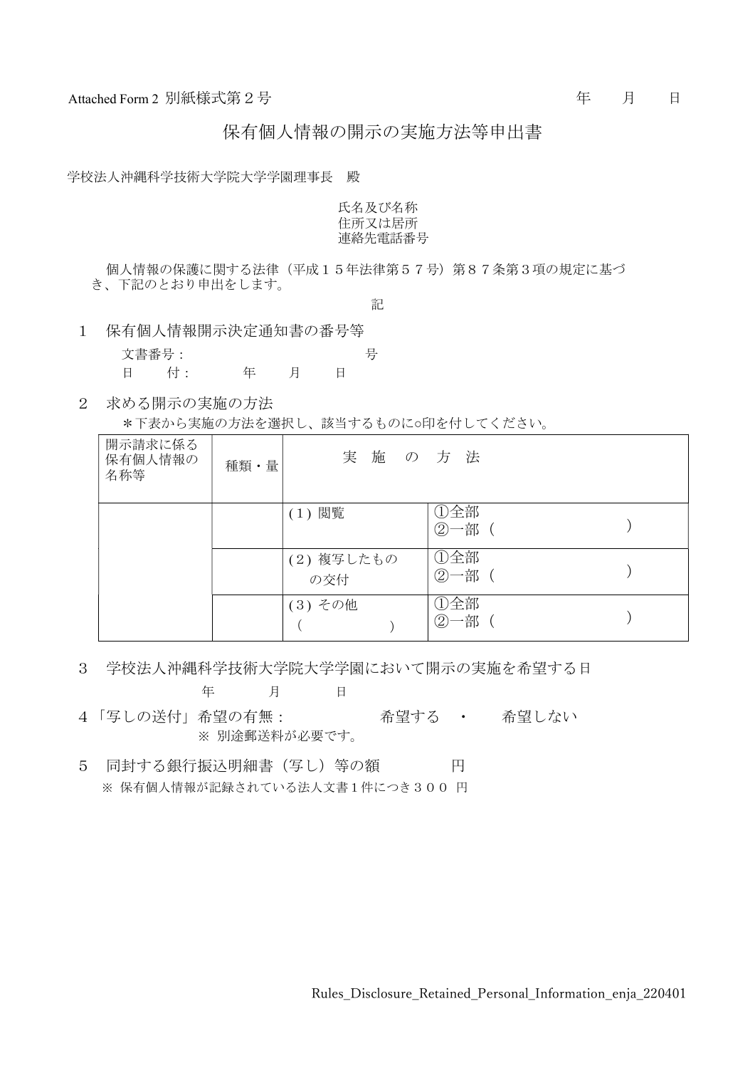Attached Form 2 別紙様式第２号　　　　　　　　　　　　　　　　　　　　　　　　　年　　月　　日

# 保有個人情報の開示の実施方法等申出書

学校法人沖縄科学技術大学院大学学園理事長　殿

氏名及び名称
住所又は居所
連絡先電話番号

個人情報の保護に関する法律（平成１５年法律第５７号）第８７条第３項の規定に基づき、下記のとおり申出をします。

記

１　保有個人情報開示決定通知書の番号等

文書番号：　　　　　　　　　　　　号
日　　付：　　　　年　　月　　日

２　求める開示の実施の方法

＊下表から実施の方法を選択し、該当するものに○印を付してください。

| 開示請求に係る保有個人情報の名称等 | 種類・量 | 実　施　の　方　法 | |
|---|---|---|---|
| | | (１) 閲覧 | ①全部<br>②一部（　　　　　　　） |
| | | (２) 複写したものの交付 | ①全部<br>②一部（　　　　　　　） |
| | | (３) その他<br>（　　　　　） | ①全部<br>②一部（　　　　　　　） |

３　学校法人沖縄科学技術大学院大学学園において開示の実施を希望する日

年　　　月　　　日

４「写しの送付」希望の有無：　　　　　希望する　・　　希望しない

※ 別途郵送料が必要です。

５　同封する銀行振込明細書（写し）等の額　　　　　円

※ 保有個人情報が記録されている法人文書１件につき３００ 円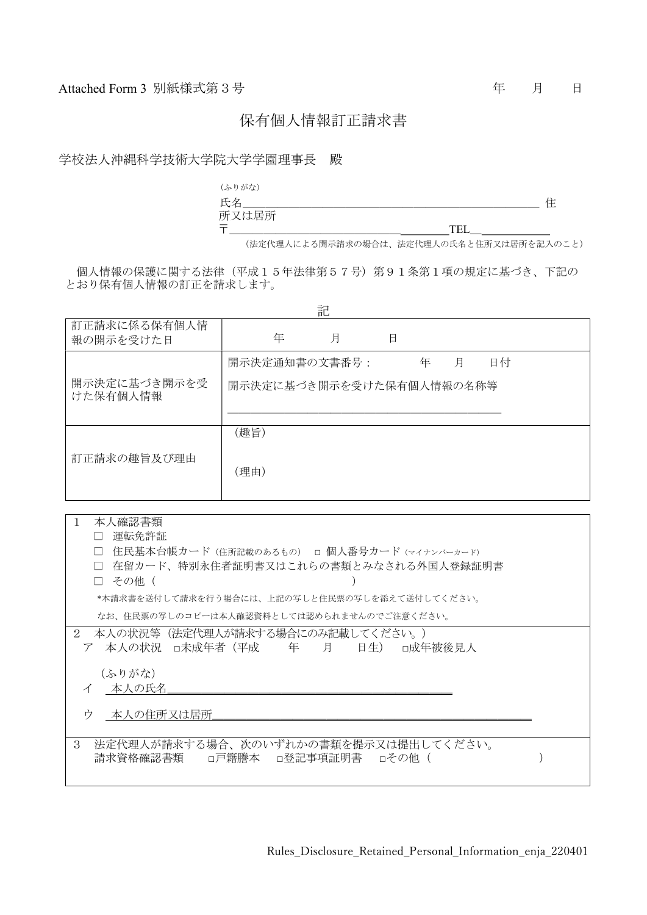Attached Form 3 別紙様式第３号　　　　　　　　　　　　　　　　　　　　　　　　年　　月　　日

# 保有個人情報訂正請求書

学校法人沖縄科学技術大学院大学学園理事長　殿

（ふりがな）

氏名＿＿＿＿＿＿＿＿＿＿＿＿＿＿＿＿＿＿＿＿＿＿＿＿＿＿

住所又は居所

〒＿＿＿＿＿＿＿＿＿＿＿＿＿＿＿＿＿＿＿＿TEL＿＿＿＿＿＿

（法定代理人による開示請求の場合は、法定代理人の氏名と住所又は居所を記入のこと）

個人情報の保護に関する法律（平成１５年法律第５７号）第９１条第１項の規定に基づき、下記のとおり保有個人情報の訂正を請求します。

記

| 訂正請求に係る保有個人情報の開示を受けた日 | 年　　月　　日 |
| --- | --- |
| 開示決定に基づき開示を受けた保有個人情報 | 開示決定通知書の文書番号：　　年　　月　　日付<br>開示決定に基づき開示を受けた保有個人情報の名称等<br>＿＿＿＿＿＿＿＿＿＿＿＿＿＿＿＿＿＿＿＿ |
| 訂正請求の趣旨及び理由 | （趣旨）<br><br>（理由） |

１　本人確認書類

- □ 運転免許証
- □ 住民基本台帳カード（住所記載のあるもの）　□ 個人番号カード（マイナンバーカード）
- □ 在留カード、特別永住者証明書又はこれらの書類とみなされる外国人登録証明書
- □ その他（　　　　　　　　　　　　）

*本請求書を送付して請求を行う場合には、上記の写しと住民票の写しを添えて送付してください。

なお、住民票の写しのコピーは本人確認資料としては認められませんのでご注意ください。

２　本人の状況等（法定代理人が請求する場合にのみ記載してください。）

ア　本人の状況　□未成年者（平成　　年　　月　　日生）　□成年被後見人

（ふりがな）

イ　本人の氏名＿＿＿＿＿＿＿＿＿＿＿＿＿＿＿＿＿＿＿＿

ウ　本人の住所又は居所＿＿＿＿＿＿＿＿＿＿＿＿＿＿＿＿＿＿＿＿

３　法定代理人が請求する場合、次のいずれかの書類を提示又は提出してください。

請求資格確認書類　　□戸籍謄本　□登記事項証明書　□その他（　　　　　　　　）

Rules_Disclosure_Retained_Personal_Information_enja_220401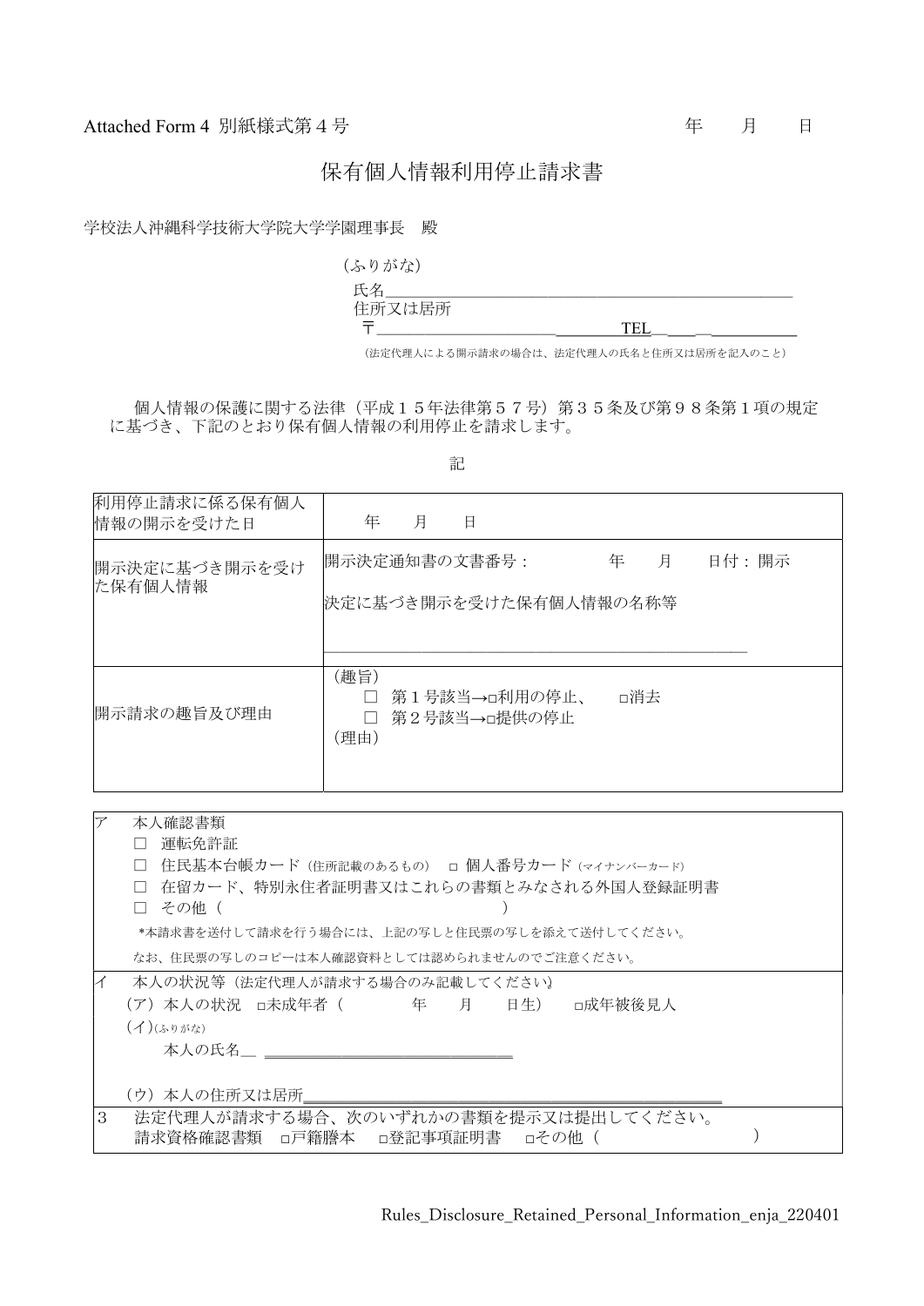Attached Form 4 別紙様式第４号　　　　　　　　　　　　　　　　　　年　　月　　日

# 保有個人情報利用停止請求書

学校法人沖縄科学技術大学院大学学園理事長　殿

（ふりがな）
氏名＿＿＿＿＿＿＿＿＿＿＿＿＿＿＿＿＿＿＿＿＿＿＿＿
住所又は居所
〒＿＿＿＿＿＿＿＿＿＿＿＿＿＿＿＿TEL＿＿＿＿＿＿＿

（法定代理人による開示請求の場合は、法定代理人の氏名と住所又は居所を記入のこと）

個人情報の保護に関する法律（平成１５年法律第５７号）第３５条及び第９８条第１項の規定に基づき、下記のとおり保有個人情報の利用停止を請求します。

記

| | |
|---|---|
| 利用停止請求に係る保有個人情報の開示を受けた日 | 年　　月　　日 |
| 開示決定に基づき開示を受けた保有個人情報 | 開示決定通知書の文書番号：　　　　年　　月　　日付：開示<br>決定に基づき開示を受けた保有個人情報の名称等<br>＿＿＿＿＿＿＿＿＿＿＿＿＿＿＿＿＿＿＿＿＿＿＿＿ |
| 開示請求の趣旨及び理由 | （趣旨）<br>☐ 第１号該当→☐利用の停止、　☐消去<br>☐ 第２号該当→☐提供の停止<br>（理由） |

| |
|---|
| ア　本人確認書類<br>☐ 運転免許証<br>☐ 住民基本台帳カード（住所記載のあるもの）　☐ 個人番号カード（マイナンバーカード）<br>☐ 在留カード、特別永住者証明書又はこれらの書類とみなされる外国人登録証明書<br>☐ その他（　　　　　　　　　　　　　　　）<br>*本請求書を送付して請求を行う場合には、上記の写しと住民票の写しを添えて送付してください。<br>なお、住民票の写しのコピーは本人確認資料としては認められませんのでご注意ください。 |
| イ　本人の状況等（法定代理人が請求する場合のみ記載してください。）<br>（ア）本人の状況　☐未成年者（　　　　年　　月　　日生）　☐成年被後見人<br>（イ）(ふりがな)<br>本人の氏名＿＿＿＿＿＿＿＿＿＿＿＿＿＿＿<br>（ウ）本人の住所又は居所＿＿＿＿＿＿＿＿＿＿＿＿＿＿＿＿＿＿ |
| ３　法定代理人が請求する場合、次のいずれかの書類を提示又は提出してください。<br>請求資格確認書類　☐戸籍謄本　☐登記事項証明書　☐その他（　　　　　　　　） |

Rules_Disclosure_Retained_Personal_Information_enja_220401